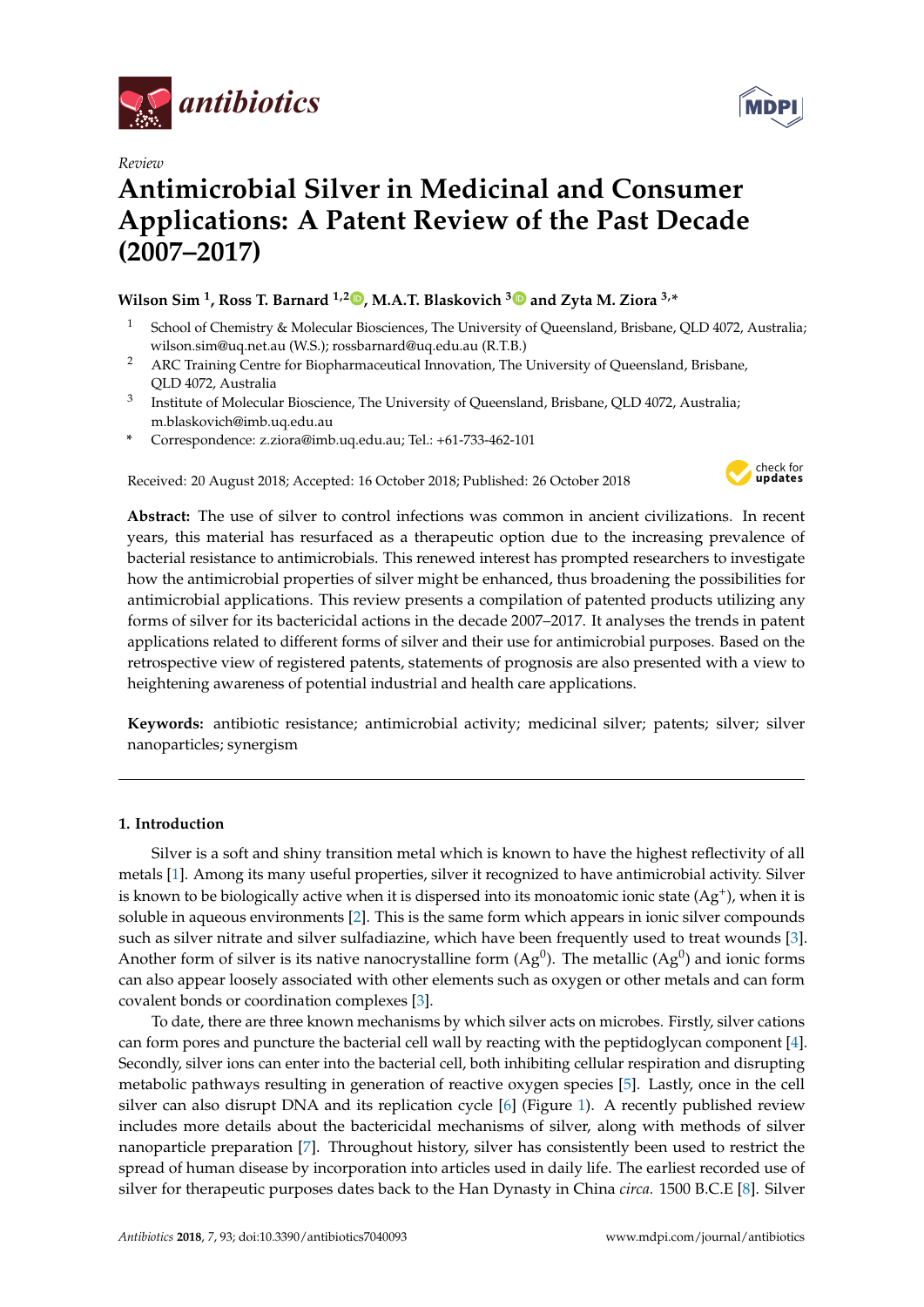*antibiotics*

*Review*

# Antimicrobial Silver in Medicinal and Consumer Applications: A Patent Review of the Past Decade (2007–2017)

**Wilson Sim [1], Ross T. Barnard [1,2], M.A.T. Blaskovich [3] and Zyta M. Ziora [3,*]**

[1] School of Chemistry & Molecular Biosciences, The University of Queensland, Brisbane, QLD 4072, Australia; wilson.sim@uq.net.au (W.S.); rossbarnard@uq.edu.au (R.T.B.)

[2] ARC Training Centre for Biopharmaceutical Innovation, The University of Queensland, Brisbane, QLD 4072, Australia

[3] Institute of Molecular Bioscience, The University of Queensland, Brisbane, QLD 4072, Australia; m.blaskovich@imb.uq.edu.au

\* Correspondence: z.ziora@imb.uq.edu.au; Tel.: +61-733-462-101

Received: 20 August 2018; Accepted: 16 October 2018; Published: 26 October 2018

**Abstract:** The use of silver to control infections was common in ancient civilizations. In recent years, this material has resurfaced as a therapeutic option due to the increasing prevalence of bacterial resistance to antimicrobials. This renewed interest has prompted researchers to investigate how the antimicrobial properties of silver might be enhanced, thus broadening the possibilities for antimicrobial applications. This review presents a compilation of patented products utilizing any forms of silver for its bactericidal actions in the decade 2007–2017. It analyses the trends in patent applications related to different forms of silver and their use for antimicrobial purposes. Based on the retrospective view of registered patents, statements of prognosis are also presented with a view to heightening awareness of potential industrial and health care applications.

**Keywords:** antibiotic resistance; antimicrobial activity; medicinal silver; patents; silver; silver nanoparticles; synergism

## 1. Introduction

Silver is a soft and shiny transition metal which is known to have the highest reflectivity of all metals [1]. Among its many useful properties, silver it recognized to have antimicrobial activity. Silver is known to be biologically active when it is dispersed into its monoatomic ionic state ($Ag^{+}$), when it is soluble in aqueous environments [2]. This is the same form which appears in ionic silver compounds such as silver nitrate and silver sulfadiazine, which have been frequently used to treat wounds [3]. Another form of silver is its native nanocrystalline form ($Ag^{0}$). The metallic ($Ag^{0}$) and ionic forms can also appear loosely associated with other elements such as oxygen or other metals and can form covalent bonds or coordination complexes [3].

To date, there are three known mechanisms by which silver acts on microbes. Firstly, silver cations can form pores and puncture the bacterial cell wall by reacting with the peptidoglycan component [4]. Secondly, silver ions can enter into the bacterial cell, both inhibiting cellular respiration and disrupting metabolic pathways resulting in generation of reactive oxygen species [5]. Lastly, once in the cell silver can also disrupt DNA and its replication cycle [6] (Figure 1). A recently published review includes more details about the bactericidal mechanisms of silver, along with methods of silver nanoparticle preparation [7]. Throughout history, silver has consistently been used to restrict the spread of human disease by incorporation into articles used in daily life. The earliest recorded use of silver for therapeutic purposes dates back to the Han Dynasty in China *circa.* 1500 B.C.E [8]. Silver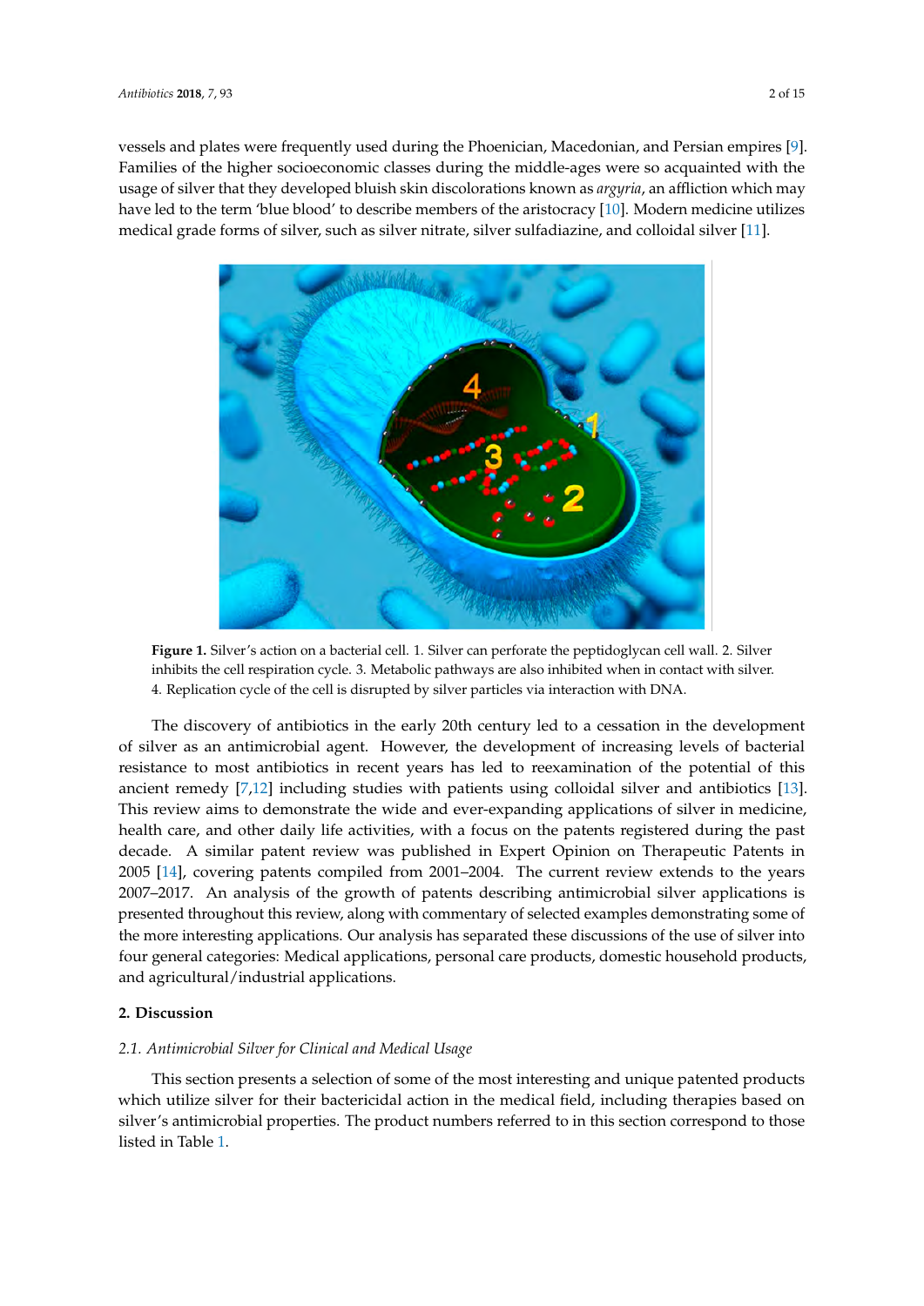vessels and plates were frequently used during the Phoenician, Macedonian, and Persian empires [9]. Families of the higher socioeconomic classes during the middle-ages were so acquainted with the usage of silver that they developed bluish skin discolorations known as *argyria*, an affliction which may have led to the term 'blue blood' to describe members of the aristocracy [10]. Modern medicine utilizes medical grade forms of silver, such as silver nitrate, silver sulfadiazine, and colloidal silver [11].

**Figure 1.** Silver's action on a bacterial cell. 1. Silver can perforate the peptidoglycan cell wall. 2. Silver inhibits the cell respiration cycle. 3. Metabolic pathways are also inhibited when in contact with silver. 4. Replication cycle of the cell is disrupted by silver particles via interaction with DNA.

The discovery of antibiotics in the early 20th century led to a cessation in the development of silver as an antimicrobial agent. However, the development of increasing levels of bacterial resistance to most antibiotics in recent years has led to reexamination of the potential of this ancient remedy [7,12] including studies with patients using colloidal silver and antibiotics [13]. This review aims to demonstrate the wide and ever-expanding applications of silver in medicine, health care, and other daily life activities, with a focus on the patents registered during the past decade. A similar patent review was published in Expert Opinion on Therapeutic Patents in 2005 [14], covering patents compiled from 2001–2004. The current review extends to the years 2007–2017. An analysis of the growth of patents describing antimicrobial silver applications is presented throughout this review, along with commentary of selected examples demonstrating some of the more interesting applications. Our analysis has separated these discussions of the use of silver into four general categories: Medical applications, personal care products, domestic household products, and agricultural/industrial applications.

## 2. Discussion

### *2.1. Antimicrobial Silver for Clinical and Medical Usage*

This section presents a selection of some of the most interesting and unique patented products which utilize silver for their bactericidal action in the medical field, including therapies based on silver's antimicrobial properties. The product numbers referred to in this section correspond to those listed in Table 1.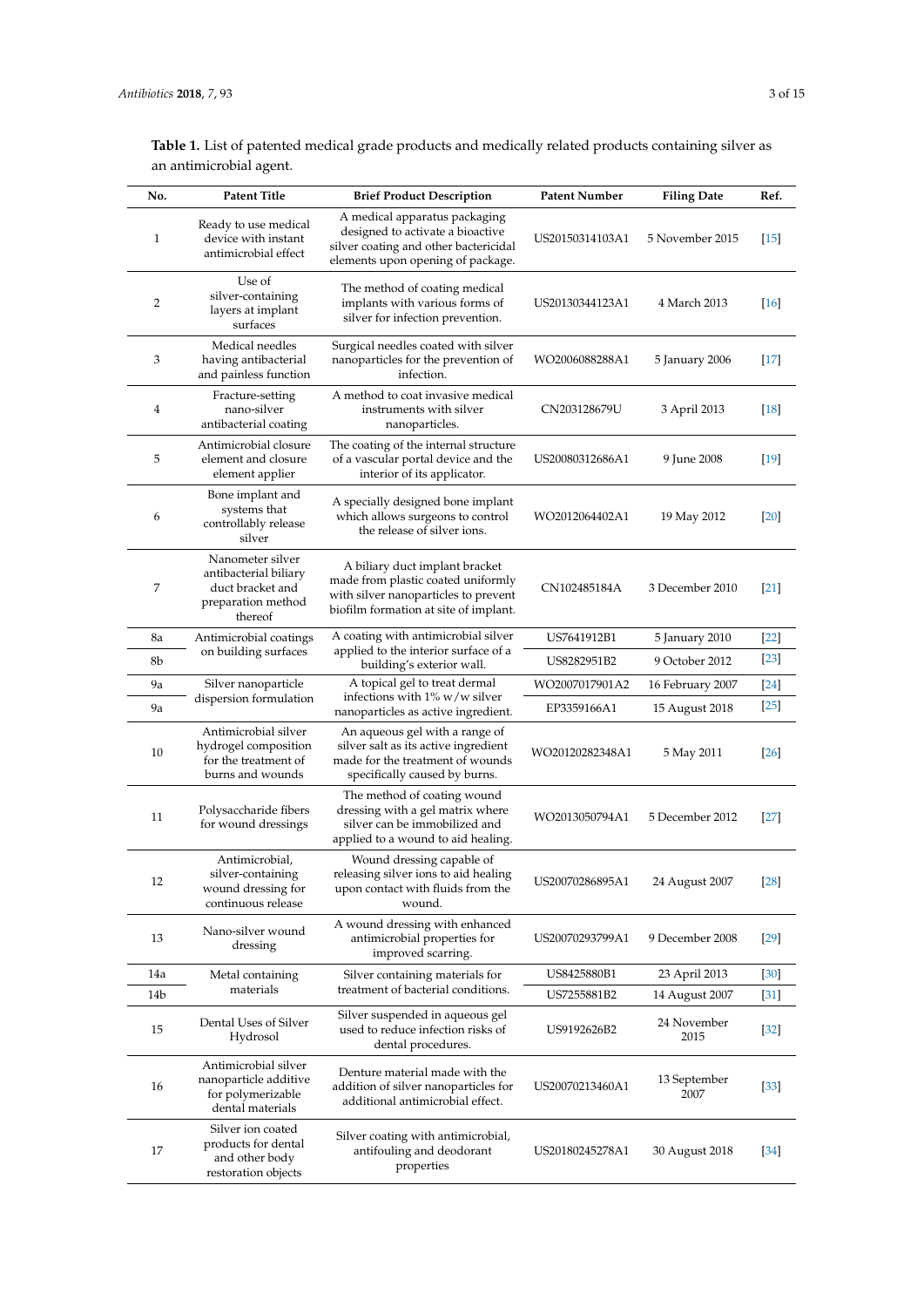**Table 1.** List of patented medical grade products and medically related products containing silver as an antimicrobial agent.

| No. | Patent Title | Brief Product Description | Patent Number | Filing Date | Ref. |
|---|---|---|---|---|---|
| 1 | Ready to use medical device with instant antimicrobial effect | A medical apparatus packaging designed to activate a bioactive silver coating and other bactericidal elements upon opening of package. | US20150314103A1 | 5 November 2015 | [15] |
| 2 | Use of silver-containing layers at implant surfaces | The method of coating medical implants with various forms of silver for infection prevention. | US20130344123A1 | 4 March 2013 | [16] |
| 3 | Medical needles having antibacterial and painless function | Surgical needles coated with silver nanoparticles for the prevention of infection. | WO2006088288A1 | 5 January 2006 | [17] |
| 4 | Fracture-setting nano-silver antibacterial coating | A method to coat invasive medical instruments with silver nanoparticles. | CN203128679U | 3 April 2013 | [18] |
| 5 | Antimicrobial closure element and closure element applier | The coating of the internal structure of a vascular portal device and the interior of its applicator. | US20080312686A1 | 9 June 2008 | [19] |
| 6 | Bone implant and systems that controllably release silver | A specially designed bone implant which allows surgeons to control the release of silver ions. | WO2012064402A1 | 19 May 2012 | [20] |
| 7 | Nanometer silver antibacterial biliary duct bracket and preparation method thereof | A biliary duct implant bracket made from plastic coated uniformly with silver nanoparticles to prevent biofilm formation at site of implant. | CN102485184A | 3 December 2010 | [21] |
| 8a | Antimicrobial coatings on building surfaces | A coating with antimicrobial silver applied to the interior surface of a building's exterior wall. | US7641912B1 | 5 January 2010 | [22] |
| 8b | | | US8282951B2 | 9 October 2012 | [23] |
| 9a | Silver nanoparticle dispersion formulation | A topical gel to treat dermal infections with 1% w/w silver nanoparticles as active ingredient. | WO2007017901A2 | 16 February 2007 | [24] |
| 9a | | | EP3359166A1 | 15 August 2018 | [25] |
| 10 | Antimicrobial silver hydrogel composition for the treatment of burns and wounds | An aqueous gel with a range of silver salt as its active ingredient made for the treatment of wounds specifically caused by burns. | WO20120282348A1 | 5 May 2011 | [26] |
| 11 | Polysaccharide fibers for wound dressings | The method of coating wound dressing with a gel matrix where silver can be immobilized and applied to a wound to aid healing. | WO2013050794A1 | 5 December 2012 | [27] |
| 12 | Antimicrobial, silver-containing wound dressing for continuous release | Wound dressing capable of releasing silver ions to aid healing upon contact with fluids from the wound. | US20070286895A1 | 24 August 2007 | [28] |
| 13 | Nano-silver wound dressing | A wound dressing with enhanced antimicrobial properties for improved scarring. | US20070293799A1 | 9 December 2008 | [29] |
| 14a | Metal containing materials | Silver containing materials for treatment of bacterial conditions. | US8425880B1 | 23 April 2013 | [30] |
| 14b | | | US7255881B2 | 14 August 2007 | [31] |
| 15 | Dental Uses of Silver Hydrosol | Silver suspended in aqueous gel used to reduce infection risks of dental procedures. | US9192626B2 | 24 November 2015 | [32] |
| 16 | Antimicrobial silver nanoparticle additive for polymerizable dental materials | Denture material made with the addition of silver nanoparticles for additional antimicrobial effect. | US20070213460A1 | 13 September 2007 | [33] |
| 17 | Silver ion coated products for dental and other body restoration objects | Silver coating with antimicrobial, antifouling and deodorant properties | US20180245278A1 | 30 August 2018 | [34] |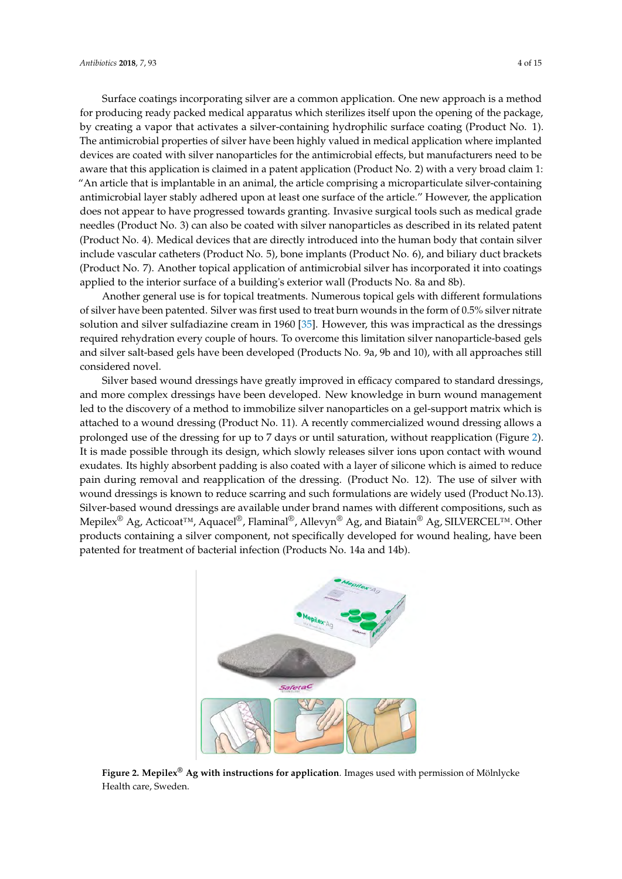Surface coatings incorporating silver are a common application. One new approach is a method for producing ready packed medical apparatus which sterilizes itself upon the opening of the package, by creating a vapor that activates a silver-containing hydrophilic surface coating (Product No. 1). The antimicrobial properties of silver have been highly valued in medical application where implanted devices are coated with silver nanoparticles for the antimicrobial effects, but manufacturers need to be aware that this application is claimed in a patent application (Product No. 2) with a very broad claim 1: "An article that is implantable in an animal, the article comprising a microparticulate silver-containing antimicrobial layer stably adhered upon at least one surface of the article." However, the application does not appear to have progressed towards granting. Invasive surgical tools such as medical grade needles (Product No. 3) can also be coated with silver nanoparticles as described in its related patent (Product No. 4). Medical devices that are directly introduced into the human body that contain silver include vascular catheters (Product No. 5), bone implants (Product No. 6), and biliary duct brackets (Product No. 7). Another topical application of antimicrobial silver has incorporated it into coatings applied to the interior surface of a building's exterior wall (Products No. 8a and 8b).

Another general use is for topical treatments. Numerous topical gels with different formulations of silver have been patented. Silver was first used to treat burn wounds in the form of 0.5% silver nitrate solution and silver sulfadiazine cream in 1960 [35]. However, this was impractical as the dressings required rehydration every couple of hours. To overcome this limitation silver nanoparticle-based gels and silver salt-based gels have been developed (Products No. 9a, 9b and 10), with all approaches still considered novel.

Silver based wound dressings have greatly improved in efficacy compared to standard dressings, and more complex dressings have been developed. New knowledge in burn wound management led to the discovery of a method to immobilize silver nanoparticles on a gel-support matrix which is attached to a wound dressing (Product No. 11). A recently commercialized wound dressing allows a prolonged use of the dressing for up to 7 days or until saturation, without reapplication (Figure 2). It is made possible through its design, which slowly releases silver ions upon contact with wound exudates. Its highly absorbent padding is also coated with a layer of silicone which is aimed to reduce pain during removal and reapplication of the dressing. (Product No. 12). The use of silver with wound dressings is known to reduce scarring and such formulations are widely used (Product No.13). Silver-based wound dressings are available under brand names with different compositions, such as Mepilex® Ag, Acticoat™, Aquacel®, Flaminal®, Allevyn® Ag, and Biatain® Ag, SILVERCEL™. Other products containing a silver component, not specifically developed for wound healing, have been patented for treatment of bacterial infection (Products No. 14a and 14b).

**Figure 2. Mepilex® Ag with instructions for application**. Images used with permission of Mölnlycke Health care, Sweden.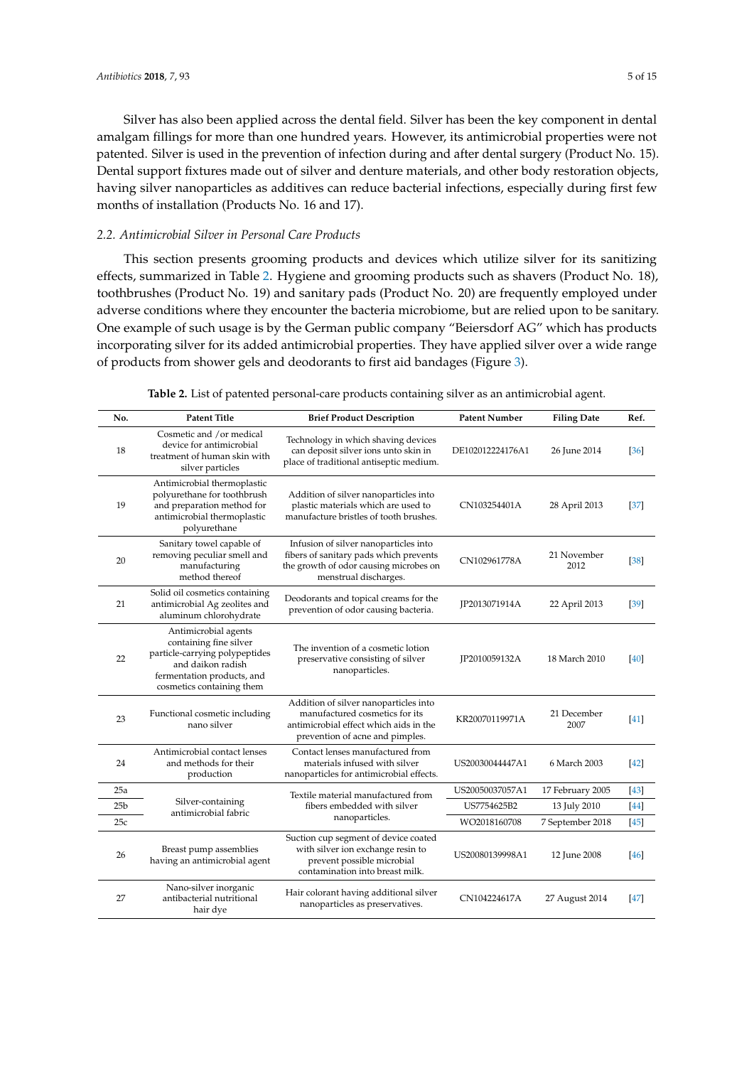Silver has also been applied across the dental field. Silver has been the key component in dental amalgam fillings for more than one hundred years. However, its antimicrobial properties were not patented. Silver is used in the prevention of infection during and after dental surgery (Product No. 15). Dental support fixtures made out of silver and denture materials, and other body restoration objects, having silver nanoparticles as additives can reduce bacterial infections, especially during first few months of installation (Products No. 16 and 17).

### 2.2. Antimicrobial Silver in Personal Care Products

This section presents grooming products and devices which utilize silver for its sanitizing effects, summarized in Table 2. Hygiene and grooming products such as shavers (Product No. 18), toothbrushes (Product No. 19) and sanitary pads (Product No. 20) are frequently employed under adverse conditions where they encounter the bacteria microbiome, but are relied upon to be sanitary. One example of such usage is by the German public company "Beiersdorf AG" which has products incorporating silver for its added antimicrobial properties. They have applied silver over a wide range of products from shower gels and deodorants to first aid bandages (Figure 3).

**Table 2.** List of patented personal-care products containing silver as an antimicrobial agent.

| No. | Patent Title | Brief Product Description | Patent Number | Filing Date | Ref. |
|---|---|---|---|---|---|
| 18 | Cosmetic and /or medical device for antimicrobial treatment of human skin with silver particles | Technology in which shaving devices can deposit silver ions unto skin in place of traditional antiseptic medium. | DE102012224176A1 | 26 June 2014 | [36] |
| 19 | Antimicrobial thermoplastic polyurethane for toothbrush and preparation method for antimicrobial thermoplastic polyurethane | Addition of silver nanoparticles into plastic materials which are used to manufacture bristles of tooth brushes. | CN103254401A | 28 April 2013 | [37] |
| 20 | Sanitary towel capable of removing peculiar smell and manufacturing method thereof | Infusion of silver nanoparticles into fibers of sanitary pads which prevents the growth of odor causing microbes on menstrual discharges. | CN102961778A | 21 November 2012 | [38] |
| 21 | Solid oil cosmetics containing antimicrobial Ag zeolites and aluminum chlorohydrate | Deodorants and topical creams for the prevention of odor causing bacteria. | JP2013071914A | 22 April 2013 | [39] |
| 22 | Antimicrobial agents containing fine silver particle-carrying polypeptides and daikon radish fermentation products, and cosmetics containing them | The invention of a cosmetic lotion preservative consisting of silver nanoparticles. | JP2010059132A | 18 March 2010 | [40] |
| 23 | Functional cosmetic including nano silver | Addition of silver nanoparticles into manufactured cosmetics for its antimicrobial effect which aids in the prevention of acne and pimples. | KR20070119971A | 21 December 2007 | [41] |
| 24 | Antimicrobial contact lenses and methods for their production | Contact lenses manufactured from materials infused with silver nanoparticles for antimicrobial effects. | US20030044447A1 | 6 March 2003 | [42] |
| 25a | Silver-containing antimicrobial fabric | Textile material manufactured from fibers embedded with silver nanoparticles. | US20050037057A1 | 17 February 2005 | [43] |
| 25b | | | US7754625B2 | 13 July 2010 | [44] |
| 25c | | | WO2018160708 | 7 September 2018 | [45] |
| 26 | Breast pump assemblies having an antimicrobial agent | Suction cup segment of device coated with silver ion exchange resin to prevent possible microbial contamination into breast milk. | US20080139998A1 | 12 June 2008 | [46] |
| 27 | Nano-silver inorganic antibacterial nutritional hair dye | Hair colorant having additional silver nanoparticles as preservatives. | CN104224617A | 27 August 2014 | [47] |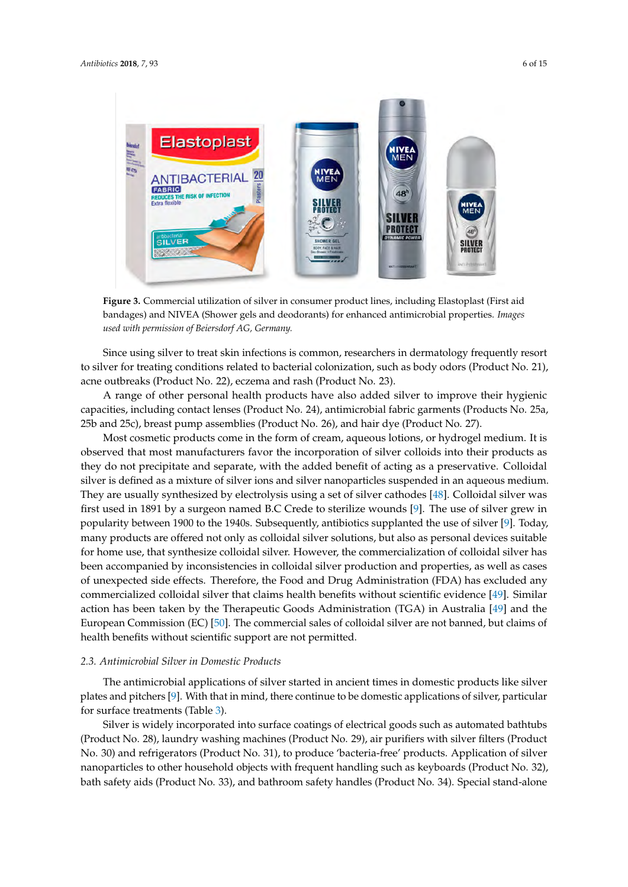**Figure 3.** Commercial utilization of silver in consumer product lines, including Elastoplast (First aid bandages) and NIVEA (Shower gels and deodorants) for enhanced antimicrobial properties. *Images used with permission of Beiersdorf AG, Germany.*

Since using silver to treat skin infections is common, researchers in dermatology frequently resort to silver for treating conditions related to bacterial colonization, such as body odors (Product No. 21), acne outbreaks (Product No. 22), eczema and rash (Product No. 23).

A range of other personal health products have also added silver to improve their hygienic capacities, including contact lenses (Product No. 24), antimicrobial fabric garments (Products No. 25a, 25b and 25c), breast pump assemblies (Product No. 26), and hair dye (Product No. 27).

Most cosmetic products come in the form of cream, aqueous lotions, or hydrogel medium. It is observed that most manufacturers favor the incorporation of silver colloids into their products as they do not precipitate and separate, with the added benefit of acting as a preservative. Colloidal silver is defined as a mixture of silver ions and silver nanoparticles suspended in an aqueous medium. They are usually synthesized by electrolysis using a set of silver cathodes [48]. Colloidal silver was first used in 1891 by a surgeon named B.C Crede to sterilize wounds [9]. The use of silver grew in popularity between 1900 to the 1940s. Subsequently, antibiotics supplanted the use of silver [9]. Today, many products are offered not only as colloidal silver solutions, but also as personal devices suitable for home use, that synthesize colloidal silver. However, the commercialization of colloidal silver has been accompanied by inconsistencies in colloidal silver production and properties, as well as cases of unexpected side effects. Therefore, the Food and Drug Administration (FDA) has excluded any commercialized colloidal silver that claims health benefits without scientific evidence [49]. Similar action has been taken by the Therapeutic Goods Administration (TGA) in Australia [49] and the European Commission (EC) [50]. The commercial sales of colloidal silver are not banned, but claims of health benefits without scientific support are not permitted.

### 2.3. Antimicrobial Silver in Domestic Products

The antimicrobial applications of silver started in ancient times in domestic products like silver plates and pitchers [9]. With that in mind, there continue to be domestic applications of silver, particular for surface treatments (Table 3).

Silver is widely incorporated into surface coatings of electrical goods such as automated bathtubs (Product No. 28), laundry washing machines (Product No. 29), air purifiers with silver filters (Product No. 30) and refrigerators (Product No. 31), to produce 'bacteria-free' products. Application of silver nanoparticles to other household objects with frequent handling such as keyboards (Product No. 32), bath safety aids (Product No. 33), and bathroom safety handles (Product No. 34). Special stand-alone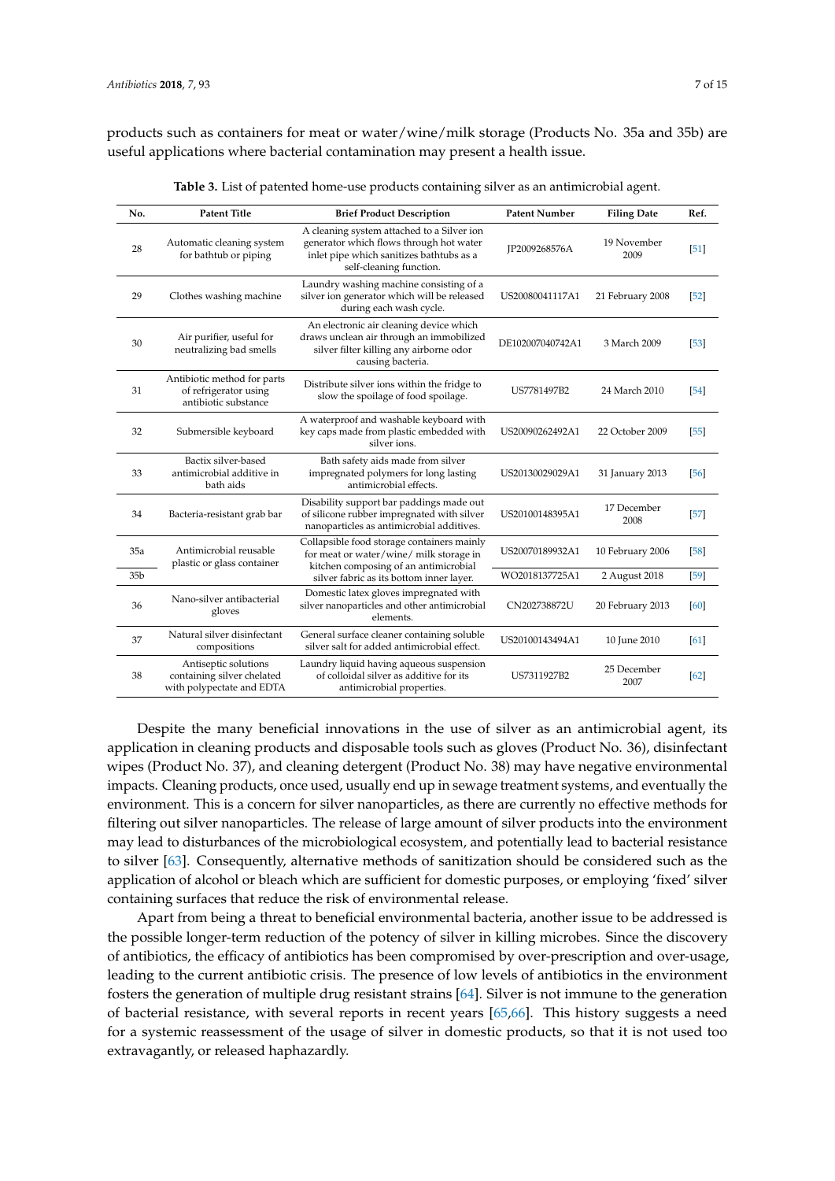products such as containers for meat or water/wine/milk storage (Products No. 35a and 35b) are useful applications where bacterial contamination may present a health issue.

**Table 3.** List of patented home-use products containing silver as an antimicrobial agent.

| No. | Patent Title | Brief Product Description | Patent Number | Filing Date | Ref. |
|---|---|---|---|---|---|
| 28 | Automatic cleaning system for bathtub or piping | A cleaning system attached to a Silver ion generator which flows through hot water inlet pipe which sanitizes bathtubs as a self-cleaning function. | JP2009268576A | 19 November 2009 | [51] |
| 29 | Clothes washing machine | Laundry washing machine consisting of a silver ion generator which will be released during each wash cycle. | US20080041117A1 | 21 February 2008 | [52] |
| 30 | Air purifier, useful for neutralizing bad smells | An electronic air cleaning device which draws unclean air through an immobilized silver filter killing any airborne odor causing bacteria. | DE102007040742A1 | 3 March 2009 | [53] |
| 31 | Antibiotic method for parts of refrigerator using antibiotic substance | Distribute silver ions within the fridge to slow the spoilage of food spoilage. | US7781497B2 | 24 March 2010 | [54] |
| 32 | Submersible keyboard | A waterproof and washable keyboard with key caps made from plastic embedded with silver ions. | US20090262492A1 | 22 October 2009 | [55] |
| 33 | Bactix silver-based antimicrobial additive in bath aids | Bath safety aids made from silver impregnated polymers for long lasting antimicrobial effects. | US20130029029A1 | 31 January 2013 | [56] |
| 34 | Bacteria-resistant grab bar | Disability support bar paddings made out of silicone rubber impregnated with silver nanoparticles as antimicrobial additives. | US20100148395A1 | 17 December 2008 | [57] |
| 35a | Antimicrobial reusable plastic or glass container | Collapsible food storage containers mainly for meat or water/wine/ milk storage in kitchen composing of an antimicrobial silver fabric as its bottom inner layer. | US20070189932A1 | 10 February 2006 | [58] |
| 35b | | | WO2018137725A1 | 2 August 2018 | [59] |
| 36 | Nano-silver antibacterial gloves | Domestic latex gloves impregnated with silver nanoparticles and other antimicrobial elements. | CN202738872U | 20 February 2013 | [60] |
| 37 | Natural silver disinfectant compositions | General surface cleaner containing soluble silver salt for added antimicrobial effect. | US20100143494A1 | 10 June 2010 | [61] |
| 38 | Antiseptic solutions containing silver chelated with polypectate and EDTA | Laundry liquid having aqueous suspension of colloidal silver as additive for its antimicrobial properties. | US7311927B2 | 25 December 2007 | [62] |

Despite the many beneficial innovations in the use of silver as an antimicrobial agent, its application in cleaning products and disposable tools such as gloves (Product No. 36), disinfectant wipes (Product No. 37), and cleaning detergent (Product No. 38) may have negative environmental impacts. Cleaning products, once used, usually end up in sewage treatment systems, and eventually the environment. This is a concern for silver nanoparticles, as there are currently no effective methods for filtering out silver nanoparticles. The release of large amount of silver products into the environment may lead to disturbances of the microbiological ecosystem, and potentially lead to bacterial resistance to silver [63]. Consequently, alternative methods of sanitization should be considered such as the application of alcohol or bleach which are sufficient for domestic purposes, or employing 'fixed' silver containing surfaces that reduce the risk of environmental release.

Apart from being a threat to beneficial environmental bacteria, another issue to be addressed is the possible longer-term reduction of the potency of silver in killing microbes. Since the discovery of antibiotics, the efficacy of antibiotics has been compromised by over-prescription and over-usage, leading to the current antibiotic crisis. The presence of low levels of antibiotics in the environment fosters the generation of multiple drug resistant strains [64]. Silver is not immune to the generation of bacterial resistance, with several reports in recent years [65,66]. This history suggests a need for a systemic reassessment of the usage of silver in domestic products, so that it is not used too extravagantly, or released haphazardly.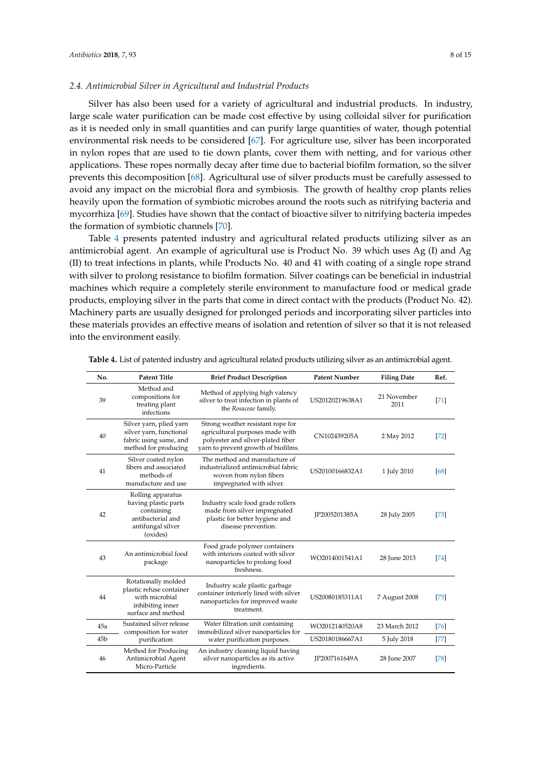### 2.4. Antimicrobial Silver in Agricultural and Industrial Products

Silver has also been used for a variety of agricultural and industrial products. In industry, large scale water purification can be made cost effective by using colloidal silver for purification as it is needed only in small quantities and can purify large quantities of water, though potential environmental risk needs to be considered [67]. For agriculture use, silver has been incorporated in nylon ropes that are used to tie down plants, cover them with netting, and for various other applications. These ropes normally decay after time due to bacterial biofilm formation, so the silver prevents this decomposition [68]. Agricultural use of silver products must be carefully assessed to avoid any impact on the microbial flora and symbiosis. The growth of healthy crop plants relies heavily upon the formation of symbiotic microbes around the roots such as nitrifying bacteria and mycorrhiza [69]. Studies have shown that the contact of bioactive silver to nitrifying bacteria impedes the formation of symbiotic channels [70].

Table 4 presents patented industry and agricultural related products utilizing silver as an antimicrobial agent. An example of agricultural use is Product No. 39 which uses Ag (I) and Ag (II) to treat infections in plants, while Products No. 40 and 41 with coating of a single rope strand with silver to prolong resistance to biofilm formation. Silver coatings can be beneficial in industrial machines which require a completely sterile environment to manufacture food or medical grade products, employing silver in the parts that come in direct contact with the products (Product No. 42). Machinery parts are usually designed for prolonged periods and incorporating silver particles into these materials provides an effective means of isolation and retention of silver so that it is not released into the environment easily.

**Table 4.** List of patented industry and agricultural related products utilizing silver as an antimicrobial agent.

| No. | Patent Title | Brief Product Description | Patent Number | Filing Date | Ref. |
|---|---|---|---|---|---|
| 39 | Method and compositions for treating plant infections | Method of applying high valency silver to treat infection in plants of the *Rosaceae* family. | US20120219638A1 | 21 November 2011 | [71] |
| 40 | Silver yarn, plied yarn silver yarn, functional fabric using same, and method for producing | Strong weather resistant rope for agricultural purposes made with polyester and silver-plated fiber yarn to prevent growth of biofilms. | CN102439205A | 2 May 2012 | [72] |
| 41 | Silver coated nylon fibers and associated methods of manufacture and use | The method and manufacture of industrialized antimicrobial fabric woven from nylon fibers impregnated with silver. | US20100166832A1 | 1 July 2010 | [68] |
| 42 | Rolling apparatus having plastic parts containing antibacterial and antifungal silver (oxides) | Industry scale food grade rollers made from silver impregnated plastic for better hygiene and disease prevention. | JP2005201385A | 28 July 2005 | [73] |
| 43 | An antimicrobial food package | Food grade polymer containers with interiors coated with silver nanoparticles to prolong food freshness. | WO2014001541A1 | 28 June 2013 | [74] |
| 44 | Rotationally molded plastic refuse container with microbial inhibiting inner surface and method | Industry scale plastic garbage container interiorly lined with silver nanoparticles for improved waste treatment. | US20080185311A1 | 7 August 2008 | [75] |
| 45a | Sustained silver release composition for water purification | Water filtration unit containing immobilized silver nanoparticles for water purification purposes. | WO2012140520A8 | 23 March 2012 | [76] |
| 45b | | | US20180186667A1 | 5 July 2018 | [77] |
| 46 | Method for Producing Antimicrobial Agent Micro-Particle | An industry cleaning liquid having silver nanoparticles as its active ingredients. | JP2007161649A | 28 June 2007 | [78] |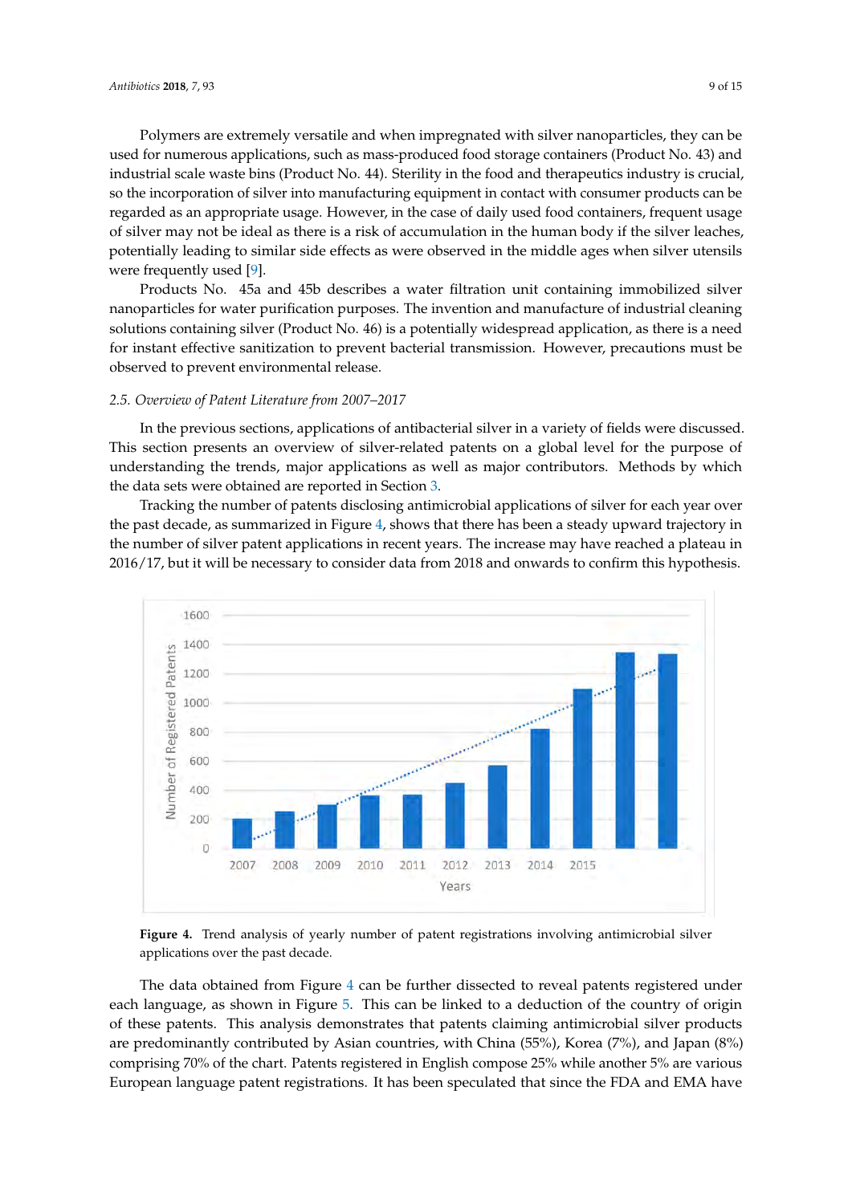Polymers are extremely versatile and when impregnated with silver nanoparticles, they can be used for numerous applications, such as mass-produced food storage containers (Product No. 43) and industrial scale waste bins (Product No. 44). Sterility in the food and therapeutics industry is crucial, so the incorporation of silver into manufacturing equipment in contact with consumer products can be regarded as an appropriate usage. However, in the case of daily used food containers, frequent usage of silver may not be ideal as there is a risk of accumulation in the human body if the silver leaches, potentially leading to similar side effects as were observed in the middle ages when silver utensils were frequently used [9].

Products No. 45a and 45b describes a water filtration unit containing immobilized silver nanoparticles for water purification purposes. The invention and manufacture of industrial cleaning solutions containing silver (Product No. 46) is a potentially widespread application, as there is a need for instant effective sanitization to prevent bacterial transmission. However, precautions must be observed to prevent environmental release.

### 2.5. Overview of Patent Literature from 2007–2017

In the previous sections, applications of antibacterial silver in a variety of fields were discussed. This section presents an overview of silver-related patents on a global level for the purpose of understanding the trends, major applications as well as major contributors. Methods by which the data sets were obtained are reported in Section 3.

Tracking the number of patents disclosing antimicrobial applications of silver for each year over the past decade, as summarized in Figure 4, shows that there has been a steady upward trajectory in the number of silver patent applications in recent years. The increase may have reached a plateau in 2016/17, but it will be necessary to consider data from 2018 and onwards to confirm this hypothesis.

**Figure 4.** Trend analysis of yearly number of patent registrations involving antimicrobial silver applications over the past decade.

The data obtained from Figure 4 can be further dissected to reveal patents registered under each language, as shown in Figure 5. This can be linked to a deduction of the country of origin of these patents. This analysis demonstrates that patents claiming antimicrobial silver products are predominantly contributed by Asian countries, with China (55%), Korea (7%), and Japan (8%) comprising 70% of the chart. Patents registered in English compose 25% while another 5% are various European language patent registrations. It has been speculated that since the FDA and EMA have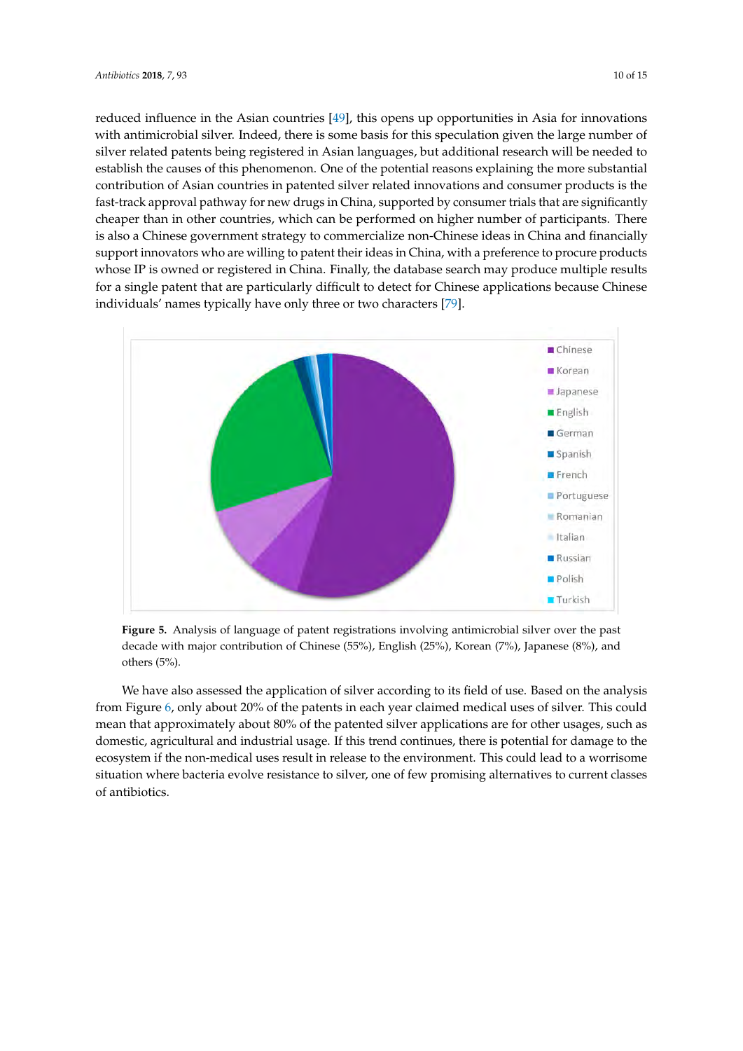reduced influence in the Asian countries [49], this opens up opportunities in Asia for innovations with antimicrobial silver. Indeed, there is some basis for this speculation given the large number of silver related patents being registered in Asian languages, but additional research will be needed to establish the causes of this phenomenon. One of the potential reasons explaining the more substantial contribution of Asian countries in patented silver related innovations and consumer products is the fast-track approval pathway for new drugs in China, supported by consumer trials that are significantly cheaper than in other countries, which can be performed on higher number of participants. There is also a Chinese government strategy to commercialize non-Chinese ideas in China and financially support innovators who are willing to patent their ideas in China, with a preference to procure products whose IP is owned or registered in China. Finally, the database search may produce multiple results for a single patent that are particularly difficult to detect for Chinese applications because Chinese individuals' names typically have only three or two characters [79].

**Figure 5.** Analysis of language of patent registrations involving antimicrobial silver over the past decade with major contribution of Chinese (55%), English (25%), Korean (7%), Japanese (8%), and others (5%).

We have also assessed the application of silver according to its field of use. Based on the analysis from Figure 6, only about 20% of the patents in each year claimed medical uses of silver. This could mean that approximately about 80% of the patented silver applications are for other usages, such as domestic, agricultural and industrial usage. If this trend continues, there is potential for damage to the ecosystem if the non-medical uses result in release to the environment. This could lead to a worrisome situation where bacteria evolve resistance to silver, one of few promising alternatives to current classes of antibiotics.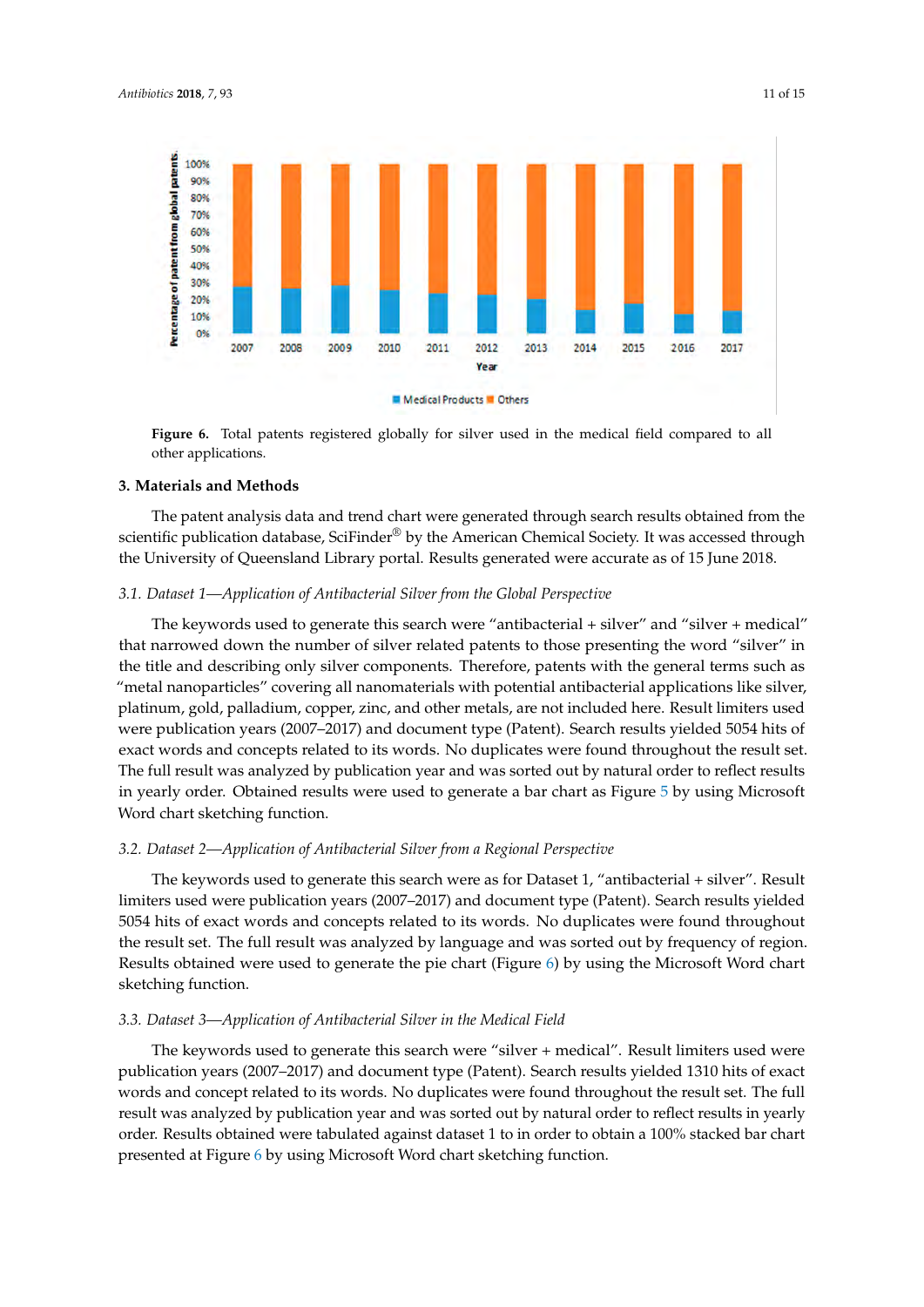**Figure 6.** Total patents registered globally for silver used in the medical field compared to all other applications.

## 3. Materials and Methods

The patent analysis data and trend chart were generated through search results obtained from the scientific publication database, SciFinder® by the American Chemical Society. It was accessed through the University of Queensland Library portal. Results generated were accurate as of 15 June 2018.

### *3.1. Dataset 1—Application of Antibacterial Silver from the Global Perspective*

The keywords used to generate this search were "antibacterial + silver" and "silver + medical" that narrowed down the number of silver related patents to those presenting the word "silver" in the title and describing only silver components. Therefore, patents with the general terms such as "metal nanoparticles" covering all nanomaterials with potential antibacterial applications like silver, platinum, gold, palladium, copper, zinc, and other metals, are not included here. Result limiters used were publication years (2007–2017) and document type (Patent). Search results yielded 5054 hits of exact words and concepts related to its words. No duplicates were found throughout the result set. The full result was analyzed by publication year and was sorted out by natural order to reflect results in yearly order. Obtained results were used to generate a bar chart as Figure 5 by using Microsoft Word chart sketching function.

### *3.2. Dataset 2—Application of Antibacterial Silver from a Regional Perspective*

The keywords used to generate this search were as for Dataset 1, "antibacterial + silver". Result limiters used were publication years (2007–2017) and document type (Patent). Search results yielded 5054 hits of exact words and concepts related to its words. No duplicates were found throughout the result set. The full result was analyzed by language and was sorted out by frequency of region. Results obtained were used to generate the pie chart (Figure 6) by using the Microsoft Word chart sketching function.

### *3.3. Dataset 3—Application of Antibacterial Silver in the Medical Field*

The keywords used to generate this search were "silver + medical". Result limiters used were publication years (2007–2017) and document type (Patent). Search results yielded 1310 hits of exact words and concept related to its words. No duplicates were found throughout the result set. The full result was analyzed by publication year and was sorted out by natural order to reflect results in yearly order. Results obtained were tabulated against dataset 1 to in order to obtain a 100% stacked bar chart presented at Figure 6 by using Microsoft Word chart sketching function.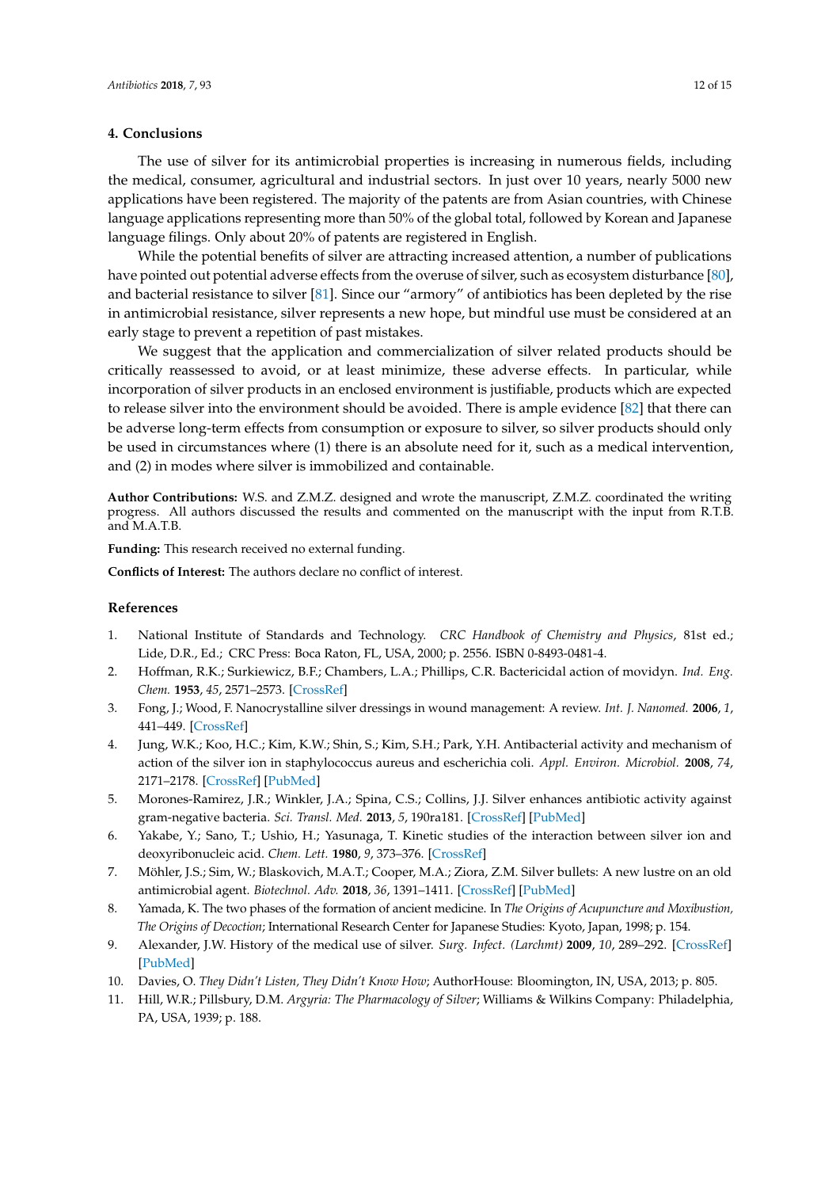## 4. Conclusions

The use of silver for its antimicrobial properties is increasing in numerous fields, including the medical, consumer, agricultural and industrial sectors. In just over 10 years, nearly 5000 new applications have been registered. The majority of the patents are from Asian countries, with Chinese language applications representing more than 50% of the global total, followed by Korean and Japanese language filings. Only about 20% of patents are registered in English.

While the potential benefits of silver are attracting increased attention, a number of publications have pointed out potential adverse effects from the overuse of silver, such as ecosystem disturbance [80], and bacterial resistance to silver [81]. Since our "armory" of antibiotics has been depleted by the rise in antimicrobial resistance, silver represents a new hope, but mindful use must be considered at an early stage to prevent a repetition of past mistakes.

We suggest that the application and commercialization of silver related products should be critically reassessed to avoid, or at least minimize, these adverse effects. In particular, while incorporation of silver products in an enclosed environment is justifiable, products which are expected to release silver into the environment should be avoided. There is ample evidence [82] that there can be adverse long-term effects from consumption or exposure to silver, so silver products should only be used in circumstances where (1) there is an absolute need for it, such as a medical intervention, and (2) in modes where silver is immobilized and containable.

**Author Contributions:** W.S. and Z.M.Z. designed and wrote the manuscript, Z.M.Z. coordinated the writing progress. All authors discussed the results and commented on the manuscript with the input from R.T.B. and M.A.T.B.

**Funding:** This research received no external funding.

**Conflicts of Interest:** The authors declare no conflict of interest.

## References

1. National Institute of Standards and Technology. *CRC Handbook of Chemistry and Physics*, 81st ed.; Lide, D.R., Ed.; CRC Press: Boca Raton, FL, USA, 2000; p. 2556. ISBN 0-8493-0481-4.
2. Hoffman, R.K.; Surkiewicz, B.F.; Chambers, L.A.; Phillips, C.R. Bactericidal action of movidyn. *Ind. Eng. Chem.* **1953**, *45*, 2571–2573. [CrossRef]
3. Fong, J.; Wood, F. Nanocrystalline silver dressings in wound management: A review. *Int. J. Nanomed.* **2006**, *1*, 441–449. [CrossRef]
4. Jung, W.K.; Koo, H.C.; Kim, K.W.; Shin, S.; Kim, S.H.; Park, Y.H. Antibacterial activity and mechanism of action of the silver ion in staphylococcus aureus and escherichia coli. *Appl. Environ. Microbiol.* **2008**, *74*, 2171–2178. [CrossRef] [PubMed]
5. Morones-Ramirez, J.R.; Winkler, J.A.; Spina, C.S.; Collins, J.J. Silver enhances antibiotic activity against gram-negative bacteria. *Sci. Transl. Med.* **2013**, *5*, 190ra181. [CrossRef] [PubMed]
6. Yakabe, Y.; Sano, T.; Ushio, H.; Yasunaga, T. Kinetic studies of the interaction between silver ion and deoxyribonucleic acid. *Chem. Lett.* **1980**, *9*, 373–376. [CrossRef]
7. Möhler, J.S.; Sim, W.; Blaskovich, M.A.T.; Cooper, M.A.; Ziora, Z.M. Silver bullets: A new lustre on an old antimicrobial agent. *Biotechnol. Adv.* **2018**, *36*, 1391–1411. [CrossRef] [PubMed]
8. Yamada, K. The two phases of the formation of ancient medicine. In *The Origins of Acupuncture and Moxibustion, The Origins of Decoction*; International Research Center for Japanese Studies: Kyoto, Japan, 1998; p. 154.
9. Alexander, J.W. History of the medical use of silver. *Surg. Infect. (Larchmt)* **2009**, *10*, 289–292. [CrossRef] [PubMed]
10. Davies, O. *They Didn't Listen, They Didn't Know How*; AuthorHouse: Bloomington, IN, USA, 2013; p. 805.
11. Hill, W.R.; Pillsbury, D.M. *Argyria: The Pharmacology of Silver*; Williams & Wilkins Company: Philadelphia, PA, USA, 1939; p. 188.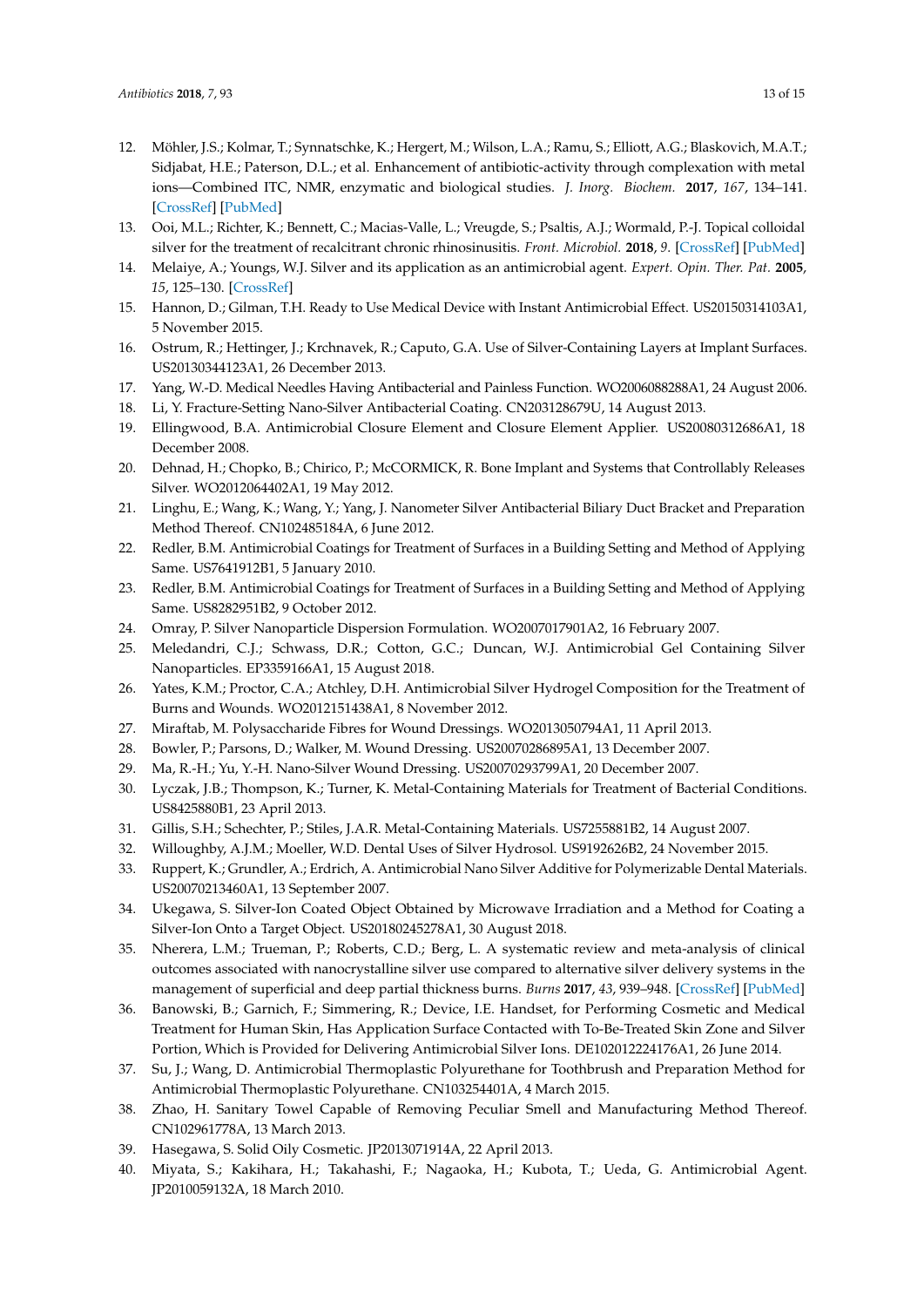12. Möhler, J.S.; Kolmar, T.; Synnatschke, K.; Hergert, M.; Wilson, L.A.; Ramu, S.; Elliott, A.G.; Blaskovich, M.A.T.; Sidjabat, H.E.; Paterson, D.L.; et al. Enhancement of antibiotic-activity through complexation with metal ions—Combined ITC, NMR, enzymatic and biological studies. *J. Inorg. Biochem.* **2017**, *167*, 134–141. [CrossRef] [PubMed]
13. Ooi, M.L.; Richter, K.; Bennett, C.; Macias-Valle, L.; Vreugde, S.; Psaltis, A.J.; Wormald, P.-J. Topical colloidal silver for the treatment of recalcitrant chronic rhinosinusitis. *Front. Microbiol.* **2018**, *9*. [CrossRef] [PubMed]
14. Melaiye, A.; Youngs, W.J. Silver and its application as an antimicrobial agent. *Expert. Opin. Ther. Pat.* **2005**, *15*, 125–130. [CrossRef]
15. Hannon, D.; Gilman, T.H. Ready to Use Medical Device with Instant Antimicrobial Effect. US20150314103A1, 5 November 2015.
16. Ostrum, R.; Hettinger, J.; Krchnavek, R.; Caputo, G.A. Use of Silver-Containing Layers at Implant Surfaces. US20130344123A1, 26 December 2013.
17. Yang, W.-D. Medical Needles Having Antibacterial and Painless Function. WO2006088288A1, 24 August 2006.
18. Li, Y. Fracture-Setting Nano-Silver Antibacterial Coating. CN203128679U, 14 August 2013.
19. Ellingwood, B.A. Antimicrobial Closure Element and Closure Element Applier. US20080312686A1, 18 December 2008.
20. Dehnad, H.; Chopko, B.; Chirico, P.; McCORMICK, R. Bone Implant and Systems that Controllably Releases Silver. WO2012064402A1, 19 May 2012.
21. Linghu, E.; Wang, K.; Wang, Y.; Yang, J. Nanometer Silver Antibacterial Biliary Duct Bracket and Preparation Method Thereof. CN102485184A, 6 June 2012.
22. Redler, B.M. Antimicrobial Coatings for Treatment of Surfaces in a Building Setting and Method of Applying Same. US7641912B1, 5 January 2010.
23. Redler, B.M. Antimicrobial Coatings for Treatment of Surfaces in a Building Setting and Method of Applying Same. US8282951B2, 9 October 2012.
24. Omray, P. Silver Nanoparticle Dispersion Formulation. WO2007017901A2, 16 February 2007.
25. Meledandri, C.J.; Schwass, D.R.; Cotton, G.C.; Duncan, W.J. Antimicrobial Gel Containing Silver Nanoparticles. EP3359166A1, 15 August 2018.
26. Yates, K.M.; Proctor, C.A.; Atchley, D.H. Antimicrobial Silver Hydrogel Composition for the Treatment of Burns and Wounds. WO2012151438A1, 8 November 2012.
27. Miraftab, M. Polysaccharide Fibres for Wound Dressings. WO2013050794A1, 11 April 2013.
28. Bowler, P.; Parsons, D.; Walker, M. Wound Dressing. US20070286895A1, 13 December 2007.
29. Ma, R.-H.; Yu, Y.-H. Nano-Silver Wound Dressing. US20070293799A1, 20 December 2007.
30. Lyczak, J.B.; Thompson, K.; Turner, K. Metal-Containing Materials for Treatment of Bacterial Conditions. US8425880B1, 23 April 2013.
31. Gillis, S.H.; Schechter, P.; Stiles, J.A.R. Metal-Containing Materials. US7255881B2, 14 August 2007.
32. Willoughby, A.J.M.; Moeller, W.D. Dental Uses of Silver Hydrosol. US9192626B2, 24 November 2015.
33. Ruppert, K.; Grundler, A.; Erdrich, A. Antimicrobial Nano Silver Additive for Polymerizable Dental Materials. US20070213460A1, 13 September 2007.
34. Ukegawa, S. Silver-Ion Coated Object Obtained by Microwave Irradiation and a Method for Coating a Silver-Ion Onto a Target Object. US20180245278A1, 30 August 2018.
35. Nherera, L.M.; Trueman, P.; Roberts, C.D.; Berg, L. A systematic review and meta-analysis of clinical outcomes associated with nanocrystalline silver use compared to alternative silver delivery systems in the management of superficial and deep partial thickness burns. *Burns* **2017**, *43*, 939–948. [CrossRef] [PubMed]
36. Banowski, B.; Garnich, F.; Simmering, R.; Device, I.E. Handset, for Performing Cosmetic and Medical Treatment for Human Skin, Has Application Surface Contacted with To-Be-Treated Skin Zone and Silver Portion, Which is Provided for Delivering Antimicrobial Silver Ions. DE102012224176A1, 26 June 2014.
37. Su, J.; Wang, D. Antimicrobial Thermoplastic Polyurethane for Toothbrush and Preparation Method for Antimicrobial Thermoplastic Polyurethane. CN103254401A, 4 March 2015.
38. Zhao, H. Sanitary Towel Capable of Removing Peculiar Smell and Manufacturing Method Thereof. CN102961778A, 13 March 2013.
39. Hasegawa, S. Solid Oily Cosmetic. JP2013071914A, 22 April 2013.
40. Miyata, S.; Kakihara, H.; Takahashi, F.; Nagaoka, H.; Kubota, T.; Ueda, G. Antimicrobial Agent. JP2010059132A, 18 March 2010.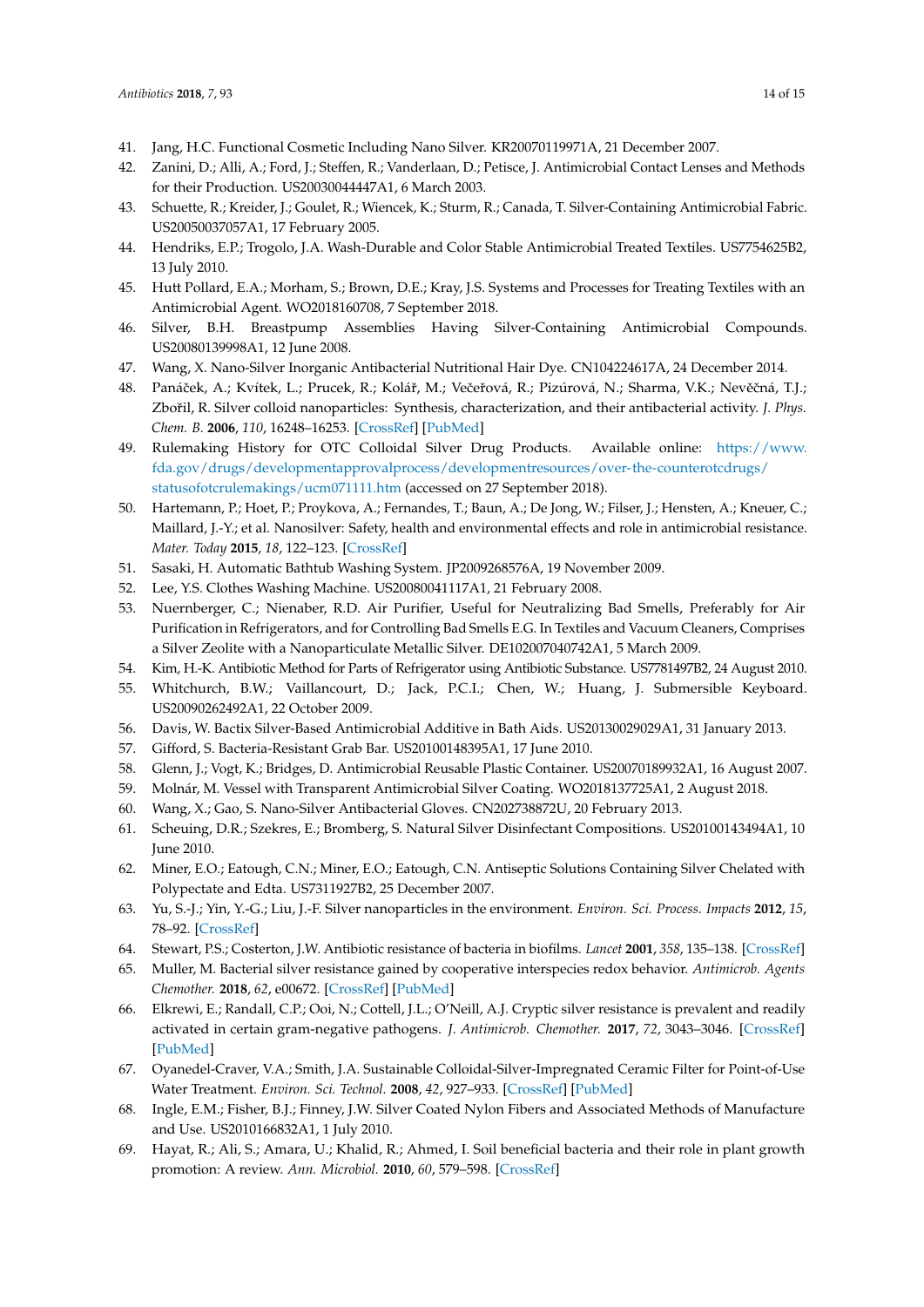41. Jang, H.C. Functional Cosmetic Including Nano Silver. KR20070119971A, 21 December 2007.
42. Zanini, D.; Alli, A.; Ford, J.; Steffen, R.; Vanderlaan, D.; Petisce, J. Antimicrobial Contact Lenses and Methods for their Production. US20030044447A1, 6 March 2003.
43. Schuette, R.; Kreider, J.; Goulet, R.; Wiencek, K.; Sturm, R.; Canada, T. Silver-Containing Antimicrobial Fabric. US20050037057A1, 17 February 2005.
44. Hendriks, E.P.; Trogolo, J.A. Wash-Durable and Color Stable Antimicrobial Treated Textiles. US7754625B2, 13 July 2010.
45. Hutt Pollard, E.A.; Morham, S.; Brown, D.E.; Kray, J.S. Systems and Processes for Treating Textiles with an Antimicrobial Agent. WO2018160708, 7 September 2018.
46. Silver, B.H. Breastpump Assemblies Having Silver-Containing Antimicrobial Compounds. US20080139998A1, 12 June 2008.
47. Wang, X. Nano-Silver Inorganic Antibacterial Nutritional Hair Dye. CN104224617A, 24 December 2014.
48. Panáček, A.; Kvítek, L.; Prucek, R.; Kolář, M.; Večeřová, R.; Pizúrová, N.; Sharma, V.K.; Nevěčná, T.J.; Zbořil, R. Silver colloid nanoparticles: Synthesis, characterization, and their antibacterial activity. *J. Phys. Chem. B.* **2006**, *110*, 16248–16253. [CrossRef] [PubMed]
49. Rulemaking History for OTC Colloidal Silver Drug Products. Available online: https://www.fda.gov/drugs/developmentapprovalprocess/developmentresources/over-the-counterotcdrugs/statusofotcrulemakings/ucm071111.htm (accessed on 27 September 2018).
50. Hartemann, P.; Hoet, P.; Proykova, A.; Fernandes, T.; Baun, A.; De Jong, W.; Filser, J.; Hensten, A.; Kneuer, C.; Maillard, J.-Y.; et al. Nanosilver: Safety, health and environmental effects and role in antimicrobial resistance. *Mater. Today* **2015**, *18*, 122–123. [CrossRef]
51. Sasaki, H. Automatic Bathtub Washing System. JP2009268576A, 19 November 2009.
52. Lee, Y.S. Clothes Washing Machine. US20080041117A1, 21 February 2008.
53. Nuernberger, C.; Nienaber, R.D. Air Purifier, Useful for Neutralizing Bad Smells, Preferably for Air Purification in Refrigerators, and for Controlling Bad Smells E.G. In Textiles and Vacuum Cleaners, Comprises a Silver Zeolite with a Nanoparticulate Metallic Silver. DE102007040742A1, 5 March 2009.
54. Kim, H.-K. Antibiotic Method for Parts of Refrigerator using Antibiotic Substance. US7781497B2, 24 August 2010.
55. Whitchurch, B.W.; Vaillancourt, D.; Jack, P.C.I.; Chen, W.; Huang, J. Submersible Keyboard. US20090262492A1, 22 October 2009.
56. Davis, W. Bactix Silver-Based Antimicrobial Additive in Bath Aids. US20130029029A1, 31 January 2013.
57. Gifford, S. Bacteria-Resistant Grab Bar. US20100148395A1, 17 June 2010.
58. Glenn, J.; Vogt, K.; Bridges, D. Antimicrobial Reusable Plastic Container. US20070189932A1, 16 August 2007.
59. Molnár, M. Vessel with Transparent Antimicrobial Silver Coating. WO2018137725A1, 2 August 2018.
60. Wang, X.; Gao, S. Nano-Silver Antibacterial Gloves. CN202738872U, 20 February 2013.
61. Scheuing, D.R.; Szekres, E.; Bromberg, S. Natural Silver Disinfectant Compositions. US20100143494A1, 10 June 2010.
62. Miner, E.O.; Eatough, C.N.; Miner, E.O.; Eatough, C.N. Antiseptic Solutions Containing Silver Chelated with Polypectate and Edta. US7311927B2, 25 December 2007.
63. Yu, S.-J.; Yin, Y.-G.; Liu, J.-F. Silver nanoparticles in the environment. *Environ. Sci. Process. Impacts* **2012**, *15*, 78–92. [CrossRef]
64. Stewart, P.S.; Costerton, J.W. Antibiotic resistance of bacteria in biofilms. *Lancet* **2001**, *358*, 135–138. [CrossRef]
65. Muller, M. Bacterial silver resistance gained by cooperative interspecies redox behavior. *Antimicrob. Agents Chemother.* **2018**, *62*, e00672. [CrossRef] [PubMed]
66. Elkrewi, E.; Randall, C.P.; Ooi, N.; Cottell, J.L.; O'Neill, A.J. Cryptic silver resistance is prevalent and readily activated in certain gram-negative pathogens. *J. Antimicrob. Chemother.* **2017**, *72*, 3043–3046. [CrossRef] [PubMed]
67. Oyanedel-Craver, V.A.; Smith, J.A. Sustainable Colloidal-Silver-Impregnated Ceramic Filter for Point-of-Use Water Treatment. *Environ. Sci. Technol.* **2008**, *42*, 927–933. [CrossRef] [PubMed]
68. Ingle, E.M.; Fisher, B.J.; Finney, J.W. Silver Coated Nylon Fibers and Associated Methods of Manufacture and Use. US2010166832A1, 1 July 2010.
69. Hayat, R.; Ali, S.; Amara, U.; Khalid, R.; Ahmed, I. Soil beneficial bacteria and their role in plant growth promotion: A review. *Ann. Microbiol.* **2010**, *60*, 579–598. [CrossRef]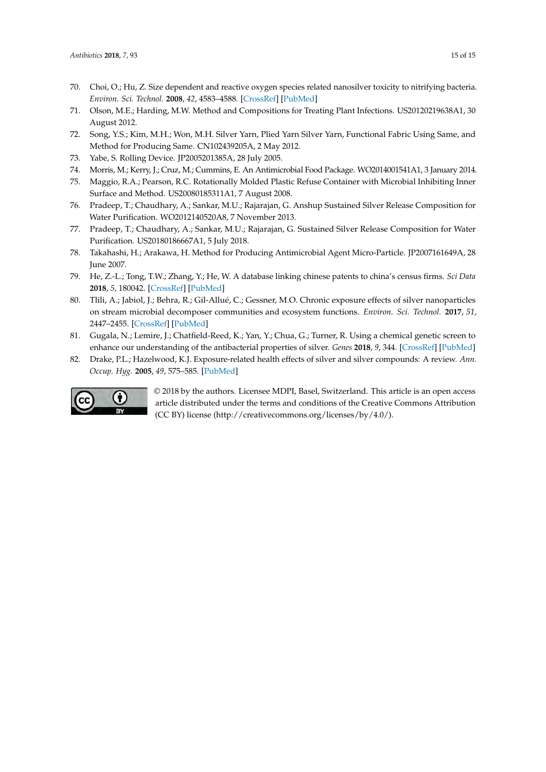70. Choi, O.; Hu, Z. Size dependent and reactive oxygen species related nanosilver toxicity to nitrifying bacteria. *Environ. Sci. Technol.* **2008**, *42*, 4583–4588. [CrossRef] [PubMed]
71. Olson, M.E.; Harding, M.W. Method and Compositions for Treating Plant Infections. US20120219638A1, 30 August 2012.
72. Song, Y.S.; Kim, M.H.; Won, M.H. Silver Yarn, Plied Yarn Silver Yarn, Functional Fabric Using Same, and Method for Producing Same. CN102439205A, 2 May 2012.
73. Yabe, S. Rolling Device. JP2005201385A, 28 July 2005.
74. Morris, M.; Kerry, J.; Cruz, M.; Cummins, E. An Antimicrobial Food Package. WO2014001541A1, 3 January 2014.
75. Maggio, R.A.; Pearson, R.C. Rotationally Molded Plastic Refuse Container with Microbial Inhibiting Inner Surface and Method. US20080185311A1, 7 August 2008.
76. Pradeep, T.; Chaudhary, A.; Sankar, M.U.; Rajarajan, G. Anshup Sustained Silver Release Composition for Water Purification. WO2012140520A8, 7 November 2013.
77. Pradeep, T.; Chaudhary, A.; Sankar, M.U.; Rajarajan, G. Sustained Silver Release Composition for Water Purification. US20180186667A1, 5 July 2018.
78. Takahashi, H.; Arakawa, H. Method for Producing Antimicrobial Agent Micro-Particle. JP2007161649A, 28 June 2007.
79. He, Z.-L.; Tong, T.W.; Zhang, Y.; He, W. A database linking chinese patents to china's census firms. *Sci Data* **2018**, *5*, 180042. [CrossRef] [PubMed]
80. Tlili, A.; Jabiol, J.; Behra, R.; Gil-Allué, C.; Gessner, M.O. Chronic exposure effects of silver nanoparticles on stream microbial decomposer communities and ecosystem functions. *Environ. Sci. Technol.* **2017**, *51*, 2447–2455. [CrossRef] [PubMed]
81. Gugala, N.; Lemire, J.; Chatfield-Reed, K.; Yan, Y.; Chua, G.; Turner, R. Using a chemical genetic screen to enhance our understanding of the antibacterial properties of silver. *Genes* **2018**, *9*, 344. [CrossRef] [PubMed]
82. Drake, P.L.; Hazelwood, K.J. Exposure-related health effects of silver and silver compounds: A review. *Ann. Occup. Hyg.* **2005**, *49*, 575–585. [PubMed]

© 2018 by the authors. Licensee MDPI, Basel, Switzerland. This article is an open access article distributed under the terms and conditions of the Creative Commons Attribution (CC BY) license (http://creativecommons.org/licenses/by/4.0/).